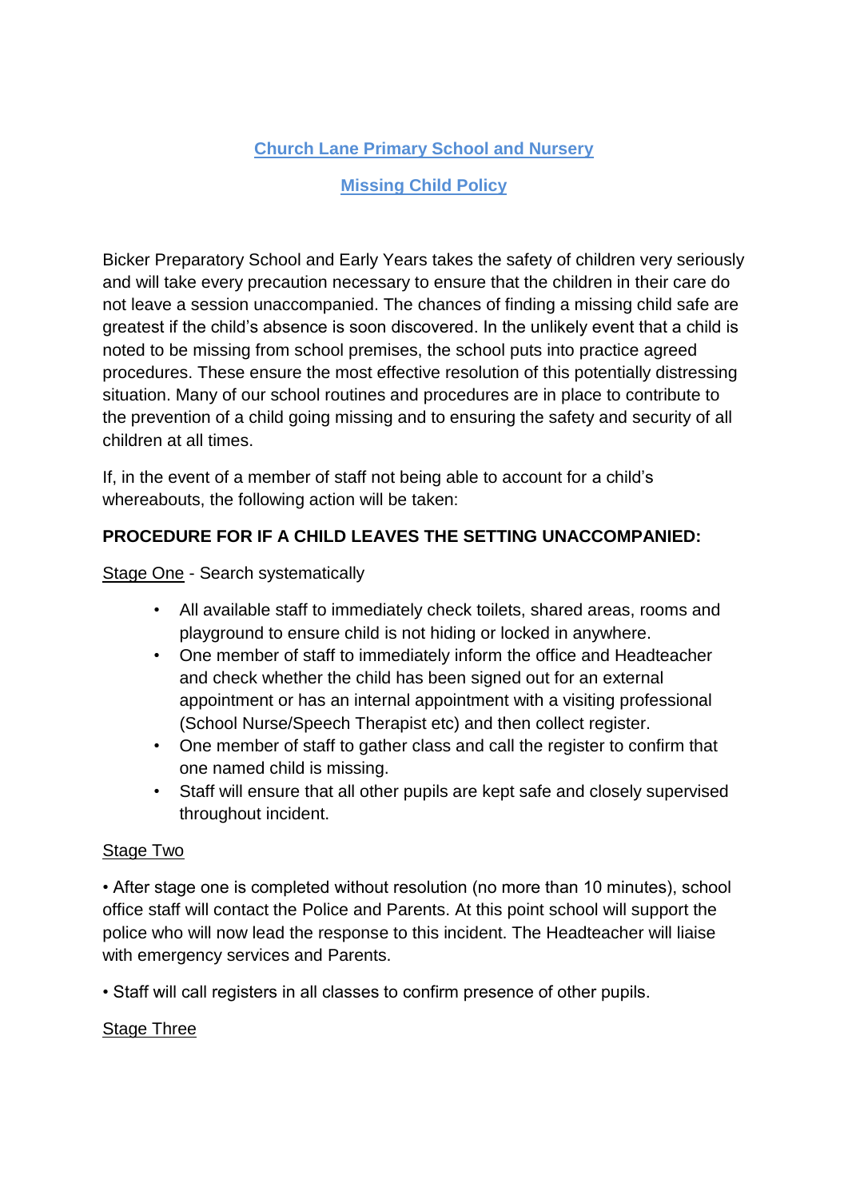# Church Lane Primary School and Nursery

## Missing Child Policy

Bicker Preparatory School and Early Years takes the safety of children very seriously and will take every precaution necessary to ensure that the children in their care do not leave a session unaccompanied. The chances of finding a missing child safe are greatest if the child's absence is soon discovered. In the unlikely event that a child is noted to be missing from school premises, the school puts into practice agreed procedures. These ensure the most effective resolution of this potentially distressing situation. Many of our school routines and procedures are in place to contribute to the prevention of a child going missing and to ensuring the safety and security of all children at all times.

If, in the event of a member of staff not being able to account for a child's whereabouts, the following action will be taken:

**PROCEDURE FOR IF A CHILD LEAVES THE SETTING UNACCOMPANIED:**

Stage One - Search systematically

- All available staff to immediately check toilets, shared areas, rooms and playground to ensure child is not hiding or locked in anywhere.
- One member of staff to immediately inform the office and Headteacher and check whether the child has been signed out for an external appointment or has an internal appointment with a visiting professional (School Nurse/Speech Therapist etc) and then collect register.
- One member of staff to gather class and call the register to confirm that one named child is missing.
- Staff will ensure that all other pupils are kept safe and closely supervised throughout incident.

Stage Two

• After stage one is completed without resolution (no more than 10 minutes), school office staff will contact the Police and Parents. At this point school will support the police who will now lead the response to this incident. The Headteacher will liaise with emergency services and Parents.

• Staff will call registers in all classes to confirm presence of other pupils.

Stage Three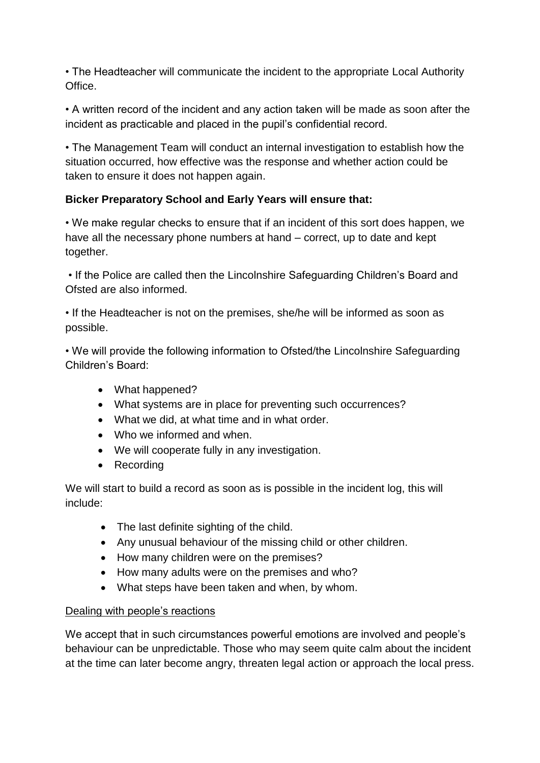• The Headteacher will communicate the incident to the appropriate Local Authority Office.

• A written record of the incident and any action taken will be made as soon after the incident as practicable and placed in the pupil's confidential record.

• The Management Team will conduct an internal investigation to establish how the situation occurred, how effective was the response and whether action could be taken to ensure it does not happen again.

**Bicker Preparatory School and Early Years will ensure that:**

• We make regular checks to ensure that if an incident of this sort does happen, we have all the necessary phone numbers at hand – correct, up to date and kept together.

• If the Police are called then the Lincolnshire Safeguarding Children's Board and Ofsted are also informed.

• If the Headteacher is not on the premises, she/he will be informed as soon as possible.

• We will provide the following information to Ofsted/the Lincolnshire Safeguarding Children's Board:

- What happened?
- What systems are in place for preventing such occurrences?
- What we did, at what time and in what order.
- Who we informed and when.
- We will cooperate fully in any investigation.
- Recording

We will start to build a record as soon as is possible in the incident log, this will include:

- The last definite sighting of the child.
- Any unusual behaviour of the missing child or other children.
- How many children were on the premises?
- How many adults were on the premises and who?
- What steps have been taken and when, by whom.

Dealing with people's reactions

We accept that in such circumstances powerful emotions are involved and people's behaviour can be unpredictable. Those who may seem quite calm about the incident at the time can later become angry, threaten legal action or approach the local press.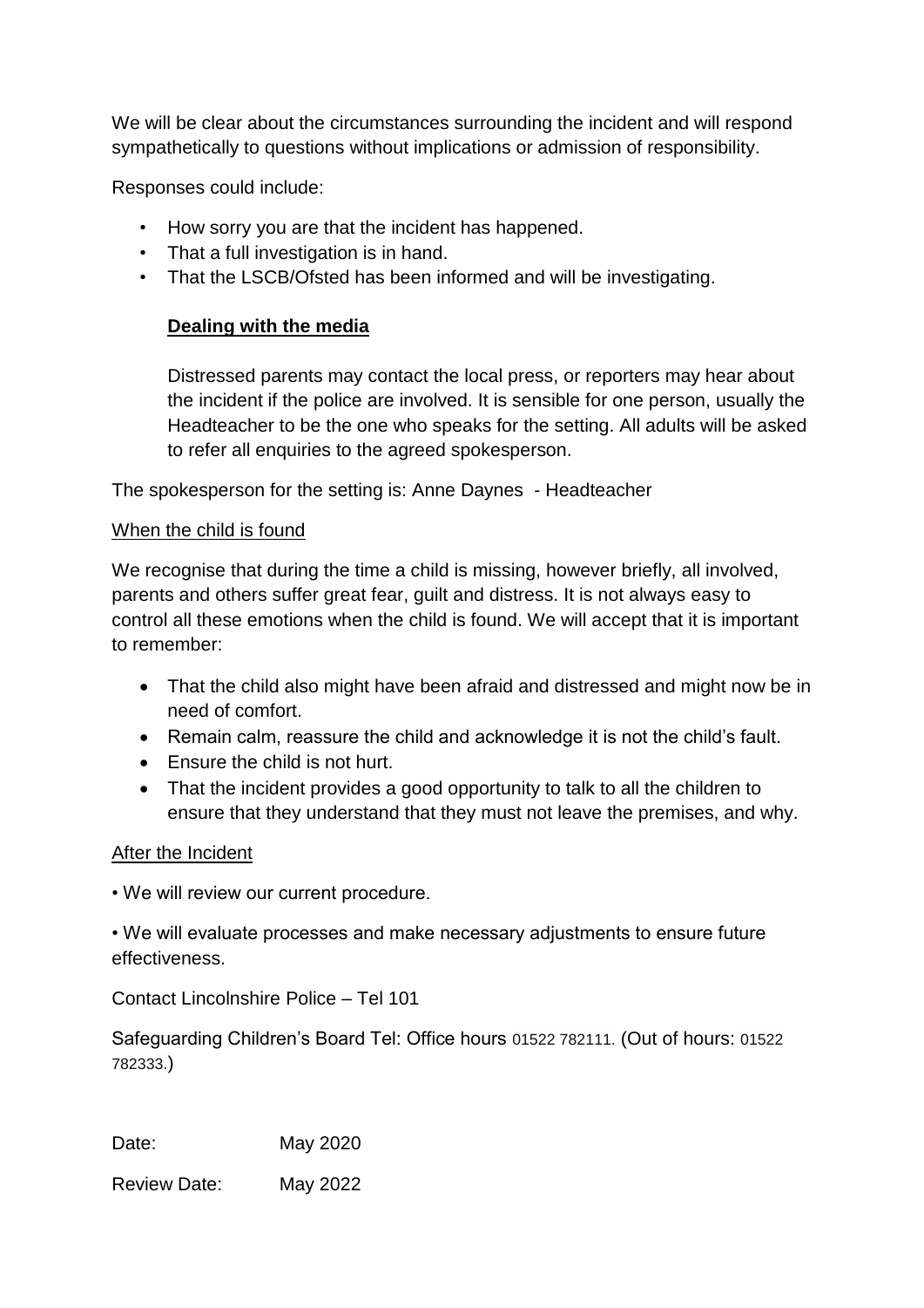We will be clear about the circumstances surrounding the incident and will respond sympathetically to questions without implications or admission of responsibility.

Responses could include:

- How sorry you are that the incident has happened.
- That a full investigation is in hand.
- That the LSCB/Ofsted has been informed and will be investigating.

### Dealing with the media

Distressed parents may contact the local press, or reporters may hear about the incident if the police are involved. It is sensible for one person, usually the Headteacher to be the one who speaks for the setting. All adults will be asked to refer all enquiries to the agreed spokesperson.

The spokesperson for the setting is: Anne Daynes - Headteacher

### When the child is found

We recognise that during the time a child is missing, however briefly, all involved, parents and others suffer great fear, guilt and distress. It is not always easy to control all these emotions when the child is found. We will accept that it is important to remember:

- That the child also might have been afraid and distressed and might now be in need of comfort.
- Remain calm, reassure the child and acknowledge it is not the child's fault.
- Ensure the child is not hurt.
- That the incident provides a good opportunity to talk to all the children to ensure that they understand that they must not leave the premises, and why.

### After the Incident

- We will review our current procedure.
- We will evaluate processes and make necessary adjustments to ensure future effectiveness.

Contact Lincolnshire Police – Tel 101

Safeguarding Children's Board Tel: Office hours 01522 782111. (Out of hours: 01522 782333.)

Date: May 2020

Review Date: May 2022